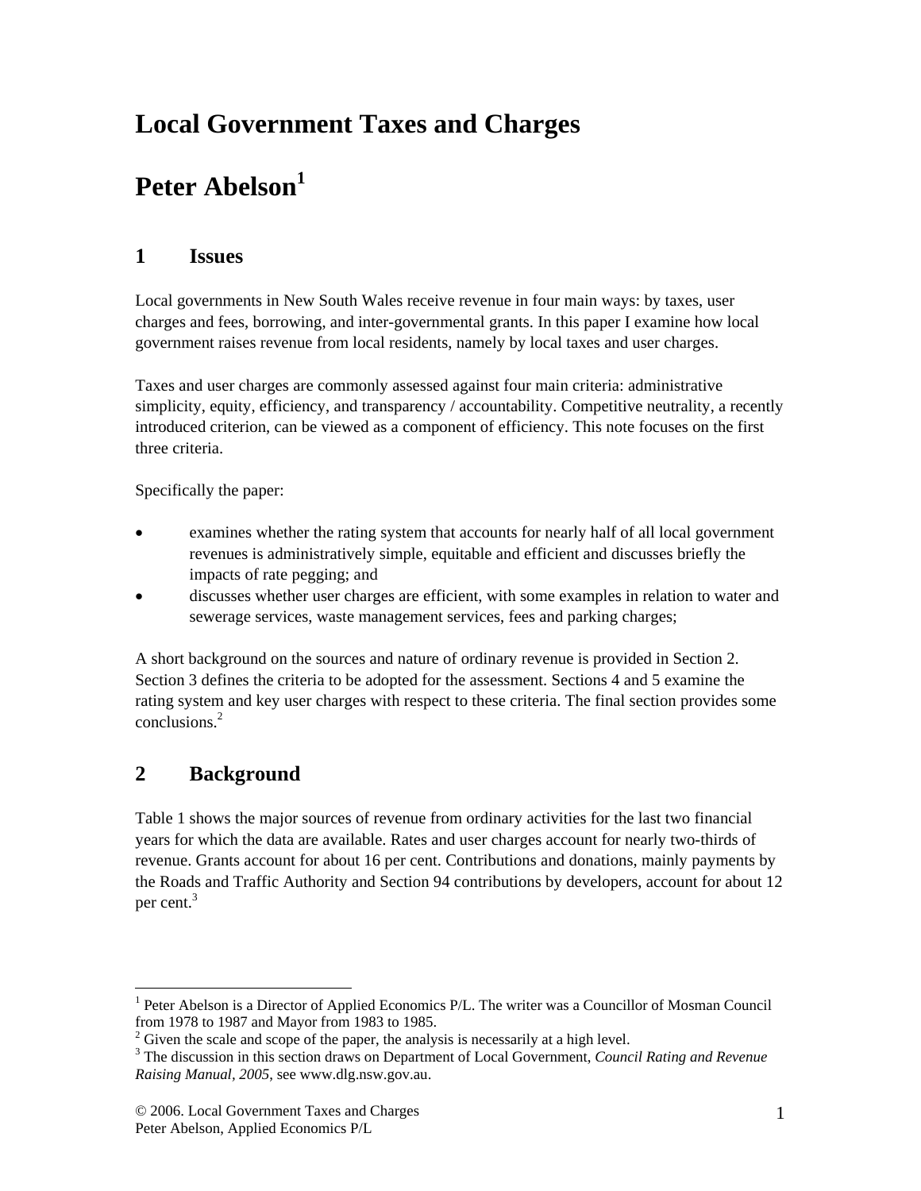# Local Government Taxes and Charges

# Peter Abelson[1]

## 1 Issues

Local governments in New South Wales receive revenue in four main ways: by taxes, user charges and fees, borrowing, and inter-governmental grants. In this paper I examine how local government raises revenue from local residents, namely by local taxes and user charges.

Taxes and user charges are commonly assessed against four main criteria: administrative simplicity, equity, efficiency, and transparency / accountability. Competitive neutrality, a recently introduced criterion, can be viewed as a component of efficiency. This note focuses on the first three criteria.

Specifically the paper:

- examines whether the rating system that accounts for nearly half of all local government revenues is administratively simple, equitable and efficient and discusses briefly the impacts of rate pegging; and
- discusses whether user charges are efficient, with some examples in relation to water and sewerage services, waste management services, fees and parking charges;

A short background on the sources and nature of ordinary revenue is provided in Section 2. Section 3 defines the criteria to be adopted for the assessment. Sections 4 and 5 examine the rating system and key user charges with respect to these criteria. The final section provides some conclusions.[2]

## 2 Background

Table 1 shows the major sources of revenue from ordinary activities for the last two financial years for which the data are available. Rates and user charges account for nearly two-thirds of revenue. Grants account for about 16 per cent. Contributions and donations, mainly payments by the Roads and Traffic Authority and Section 94 contributions by developers, account for about 12 per cent.[3]

---

[1] Peter Abelson is a Director of Applied Economics P/L. The writer was a Councillor of Mosman Council from 1978 to 1987 and Mayor from 1983 to 1985.

[2] Given the scale and scope of the paper, the analysis is necessarily at a high level.

[3] The discussion in this section draws on Department of Local Government, *Council Rating and Revenue Raising Manual, 2005*, see www.dlg.nsw.gov.au.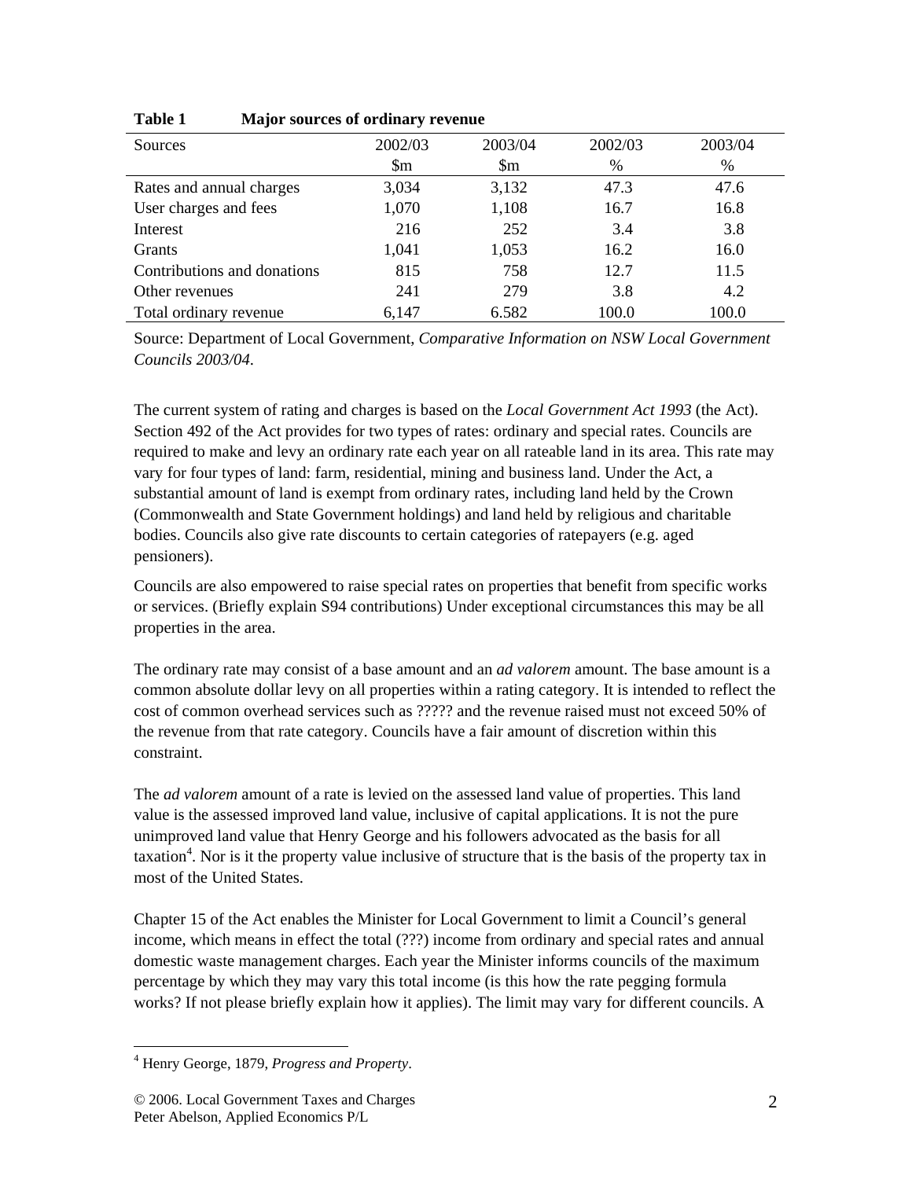**Table 1 Major sources of ordinary revenue**

| Sources | 2002/03 $m | 2003/04 $m | 2002/03 % | 2003/04 % |
|---|---|---|---|---|
| Rates and annual charges | 3,034 | 3,132 | 47.3 | 47.6 |
| User charges and fees | 1,070 | 1,108 | 16.7 | 16.8 |
| Interest | 216 | 252 | 3.4 | 3.8 |
| Grants | 1,041 | 1,053 | 16.2 | 16.0 |
| Contributions and donations | 815 | 758 | 12.7 | 11.5 |
| Other revenues | 241 | 279 | 3.8 | 4.2 |
| Total ordinary revenue | 6,147 | 6.582 | 100.0 | 100.0 |

Source: Department of Local Government, *Comparative Information on NSW Local Government Councils 2003/04*.

The current system of rating and charges is based on the *Local Government Act 1993* (the Act). Section 492 of the Act provides for two types of rates: ordinary and special rates. Councils are required to make and levy an ordinary rate each year on all rateable land in its area. This rate may vary for four types of land: farm, residential, mining and business land. Under the Act, a substantial amount of land is exempt from ordinary rates, including land held by the Crown (Commonwealth and State Government holdings) and land held by religious and charitable bodies. Councils also give rate discounts to certain categories of ratepayers (e.g. aged pensioners).

Councils are also empowered to raise special rates on properties that benefit from specific works or services. (Briefly explain S94 contributions) Under exceptional circumstances this may be all properties in the area.

The ordinary rate may consist of a base amount and an *ad valorem* amount. The base amount is a common absolute dollar levy on all properties within a rating category. It is intended to reflect the cost of common overhead services such as ????? and the revenue raised must not exceed 50% of the revenue from that rate category. Councils have a fair amount of discretion within this constraint.

The *ad valorem* amount of a rate is levied on the assessed land value of properties. This land value is the assessed improved land value, inclusive of capital applications. It is not the pure unimproved land value that Henry George and his followers advocated as the basis for all taxation[4]. Nor is it the property value inclusive of structure that is the basis of the property tax in most of the United States.

Chapter 15 of the Act enables the Minister for Local Government to limit a Council's general income, which means in effect the total (???) income from ordinary and special rates and annual domestic waste management charges. Each year the Minister informs councils of the maximum percentage by which they may vary this total income (is this how the rate pegging formula works? If not please briefly explain how it applies). The limit may vary for different councils. A

[4] Henry George, 1879, *Progress and Property*.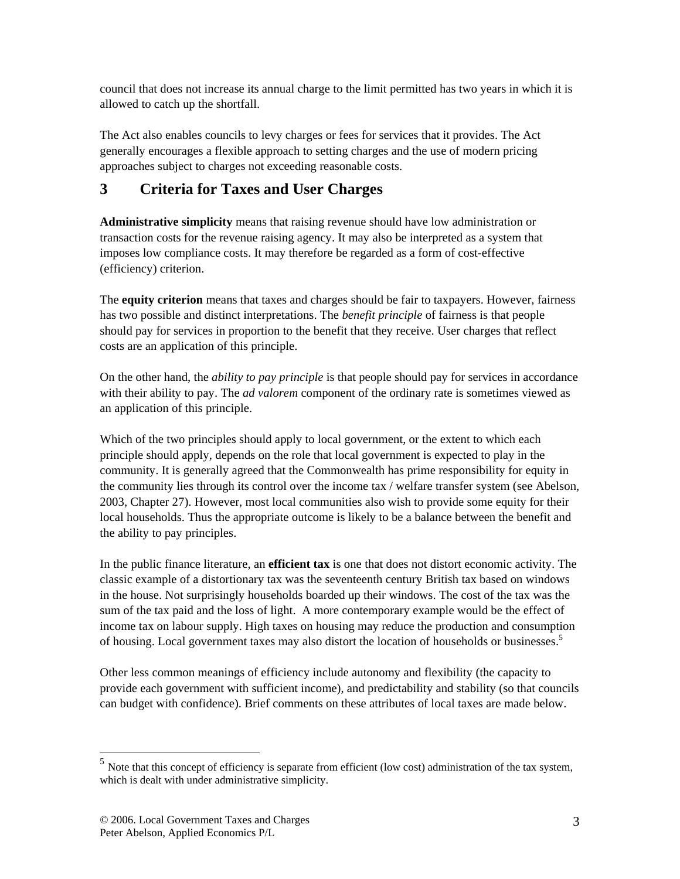council that does not increase its annual charge to the limit permitted has two years in which it is allowed to catch up the shortfall.

The Act also enables councils to levy charges or fees for services that it provides. The Act generally encourages a flexible approach to setting charges and the use of modern pricing approaches subject to charges not exceeding reasonable costs.

## 3 Criteria for Taxes and User Charges

**Administrative simplicity** means that raising revenue should have low administration or transaction costs for the revenue raising agency. It may also be interpreted as a system that imposes low compliance costs. It may therefore be regarded as a form of cost-effective (efficiency) criterion.

The **equity criterion** means that taxes and charges should be fair to taxpayers. However, fairness has two possible and distinct interpretations. The *benefit principle* of fairness is that people should pay for services in proportion to the benefit that they receive. User charges that reflect costs are an application of this principle.

On the other hand, the *ability to pay principle* is that people should pay for services in accordance with their ability to pay. The *ad valorem* component of the ordinary rate is sometimes viewed as an application of this principle.

Which of the two principles should apply to local government, or the extent to which each principle should apply, depends on the role that local government is expected to play in the community. It is generally agreed that the Commonwealth has prime responsibility for equity in the community lies through its control over the income tax / welfare transfer system (see Abelson, 2003, Chapter 27). However, most local communities also wish to provide some equity for their local households. Thus the appropriate outcome is likely to be a balance between the benefit and the ability to pay principles.

In the public finance literature, an **efficient tax** is one that does not distort economic activity. The classic example of a distortionary tax was the seventeenth century British tax based on windows in the house. Not surprisingly households boarded up their windows. The cost of the tax was the sum of the tax paid and the loss of light. A more contemporary example would be the effect of income tax on labour supply. High taxes on housing may reduce the production and consumption of housing. Local government taxes may also distort the location of households or businesses.[5]

Other less common meanings of efficiency include autonomy and flexibility (the capacity to provide each government with sufficient income), and predictability and stability (so that councils can budget with confidence). Brief comments on these attributes of local taxes are made below.

[5] Note that this concept of efficiency is separate from efficient (low cost) administration of the tax system, which is dealt with under administrative simplicity.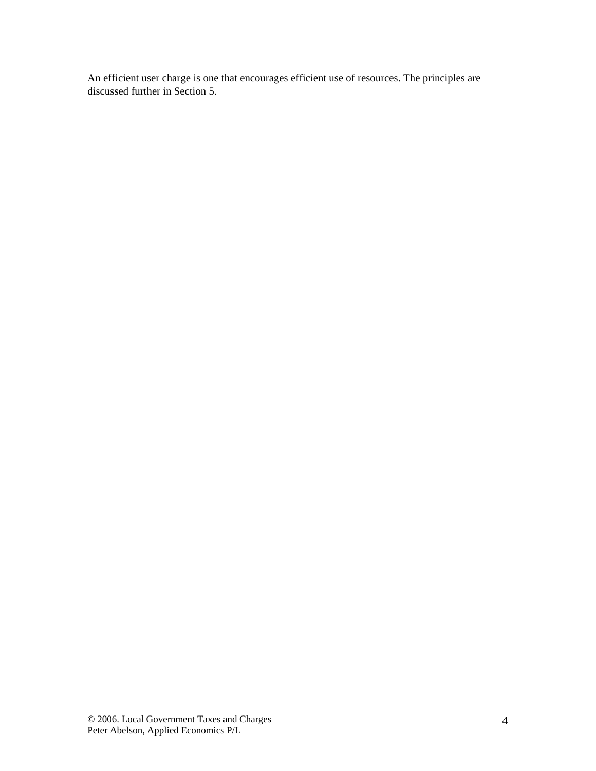An efficient user charge is one that encourages efficient use of resources. The principles are discussed further in Section 5.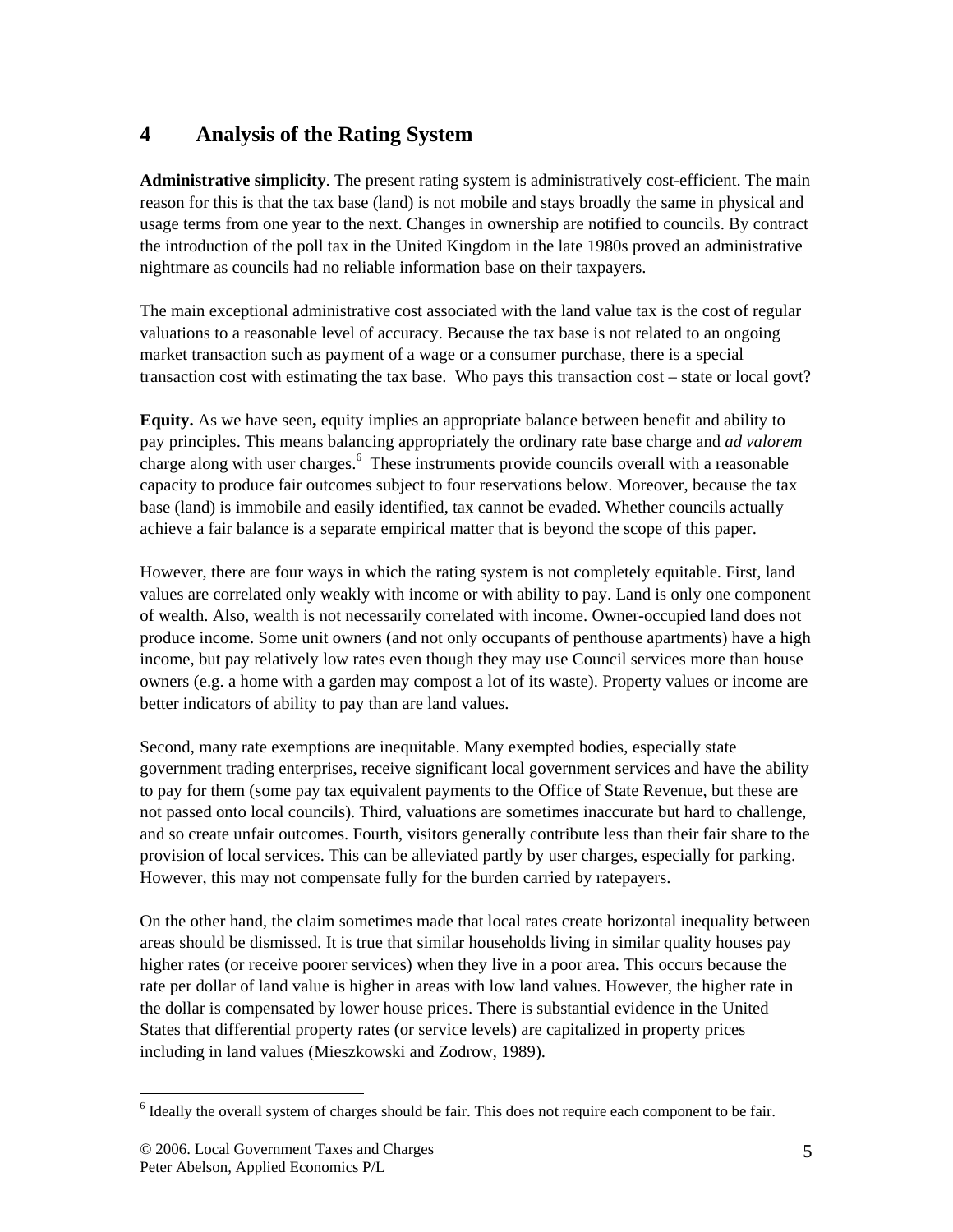## 4 Analysis of the Rating System

**Administrative simplicity**. The present rating system is administratively cost-efficient. The main reason for this is that the tax base (land) is not mobile and stays broadly the same in physical and usage terms from one year to the next. Changes in ownership are notified to councils. By contract the introduction of the poll tax in the United Kingdom in the late 1980s proved an administrative nightmare as councils had no reliable information base on their taxpayers.

The main exceptional administrative cost associated with the land value tax is the cost of regular valuations to a reasonable level of accuracy. Because the tax base is not related to an ongoing market transaction such as payment of a wage or a consumer purchase, there is a special transaction cost with estimating the tax base. Who pays this transaction cost – state or local govt?

**Equity.** As we have seen**,** equity implies an appropriate balance between benefit and ability to pay principles. This means balancing appropriately the ordinary rate base charge and *ad valorem* charge along with user charges.[6] These instruments provide councils overall with a reasonable capacity to produce fair outcomes subject to four reservations below. Moreover, because the tax base (land) is immobile and easily identified, tax cannot be evaded. Whether councils actually achieve a fair balance is a separate empirical matter that is beyond the scope of this paper.

However, there are four ways in which the rating system is not completely equitable. First, land values are correlated only weakly with income or with ability to pay. Land is only one component of wealth. Also, wealth is not necessarily correlated with income. Owner-occupied land does not produce income. Some unit owners (and not only occupants of penthouse apartments) have a high income, but pay relatively low rates even though they may use Council services more than house owners (e.g. a home with a garden may compost a lot of its waste). Property values or income are better indicators of ability to pay than are land values.

Second, many rate exemptions are inequitable. Many exempted bodies, especially state government trading enterprises, receive significant local government services and have the ability to pay for them (some pay tax equivalent payments to the Office of State Revenue, but these are not passed onto local councils). Third, valuations are sometimes inaccurate but hard to challenge, and so create unfair outcomes. Fourth, visitors generally contribute less than their fair share to the provision of local services. This can be alleviated partly by user charges, especially for parking. However, this may not compensate fully for the burden carried by ratepayers.

On the other hand, the claim sometimes made that local rates create horizontal inequality between areas should be dismissed. It is true that similar households living in similar quality houses pay higher rates (or receive poorer services) when they live in a poor area. This occurs because the rate per dollar of land value is higher in areas with low land values. However, the higher rate in the dollar is compensated by lower house prices. There is substantial evidence in the United States that differential property rates (or service levels) are capitalized in property prices including in land values (Mieszkowski and Zodrow, 1989).

[6] Ideally the overall system of charges should be fair. This does not require each component to be fair.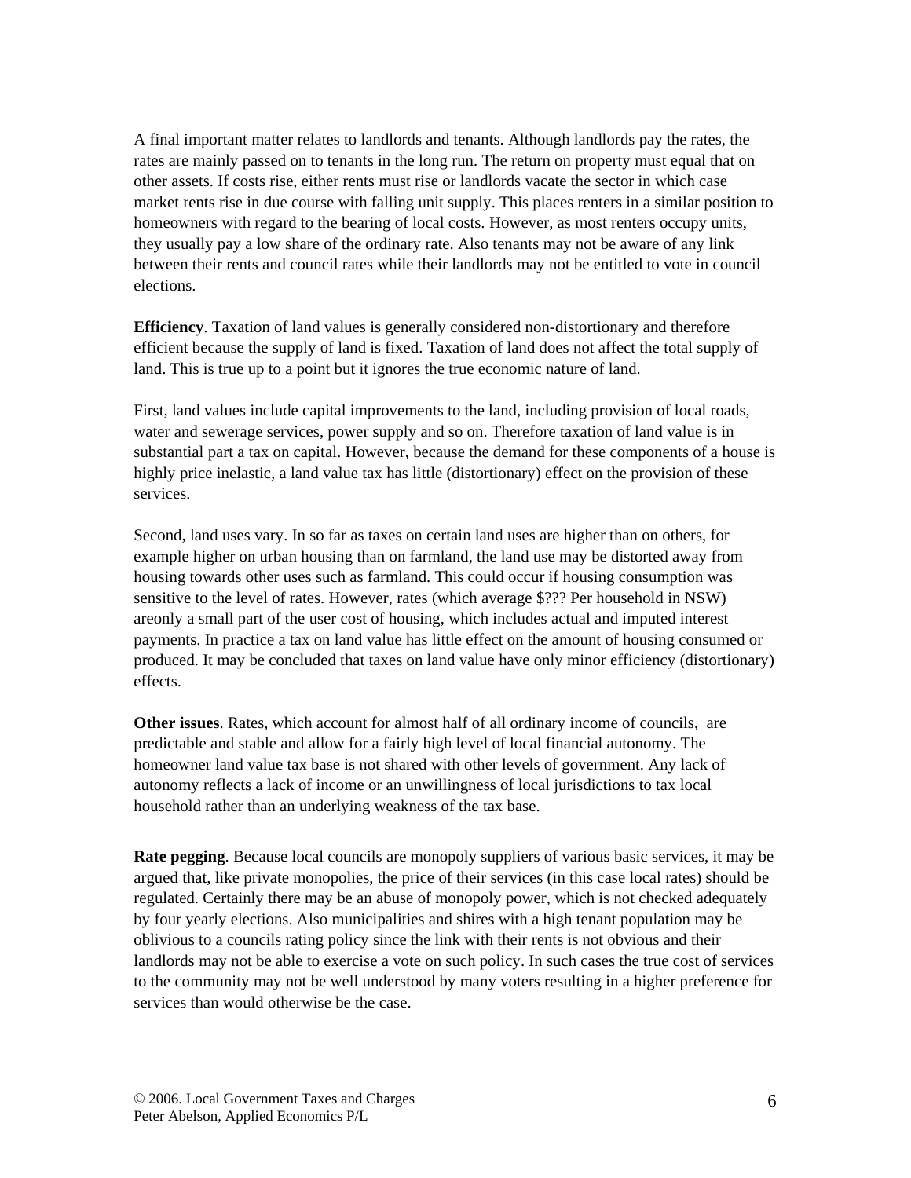A final important matter relates to landlords and tenants. Although landlords pay the rates, the rates are mainly passed on to tenants in the long run. The return on property must equal that on other assets. If costs rise, either rents must rise or landlords vacate the sector in which case market rents rise in due course with falling unit supply. This places renters in a similar position to homeowners with regard to the bearing of local costs. However, as most renters occupy units, they usually pay a low share of the ordinary rate. Also tenants may not be aware of any link between their rents and council rates while their landlords may not be entitled to vote in council elections.

**Efficiency**. Taxation of land values is generally considered non-distortionary and therefore efficient because the supply of land is fixed. Taxation of land does not affect the total supply of land. This is true up to a point but it ignores the true economic nature of land.

First, land values include capital improvements to the land, including provision of local roads, water and sewerage services, power supply and so on. Therefore taxation of land value is in substantial part a tax on capital. However, because the demand for these components of a house is highly price inelastic, a land value tax has little (distortionary) effect on the provision of these services.

Second, land uses vary. In so far as taxes on certain land uses are higher than on others, for example higher on urban housing than on farmland, the land use may be distorted away from housing towards other uses such as farmland. This could occur if housing consumption was sensitive to the level of rates. However, rates (which average $??? Per household in NSW) areonly a small part of the user cost of housing, which includes actual and imputed interest payments. In practice a tax on land value has little effect on the amount of housing consumed or produced. It may be concluded that taxes on land value have only minor efficiency (distortionary) effects.

**Other issues**. Rates, which account for almost half of all ordinary income of councils, are predictable and stable and allow for a fairly high level of local financial autonomy. The homeowner land value tax base is not shared with other levels of government. Any lack of autonomy reflects a lack of income or an unwillingness of local jurisdictions to tax local household rather than an underlying weakness of the tax base.

**Rate pegging**. Because local councils are monopoly suppliers of various basic services, it may be argued that, like private monopolies, the price of their services (in this case local rates) should be regulated. Certainly there may be an abuse of monopoly power, which is not checked adequately by four yearly elections. Also municipalities and shires with a high tenant population may be oblivious to a councils rating policy since the link with their rents is not obvious and their landlords may not be able to exercise a vote on such policy. In such cases the true cost of services to the community may not be well understood by many voters resulting in a higher preference for services than would otherwise be the case.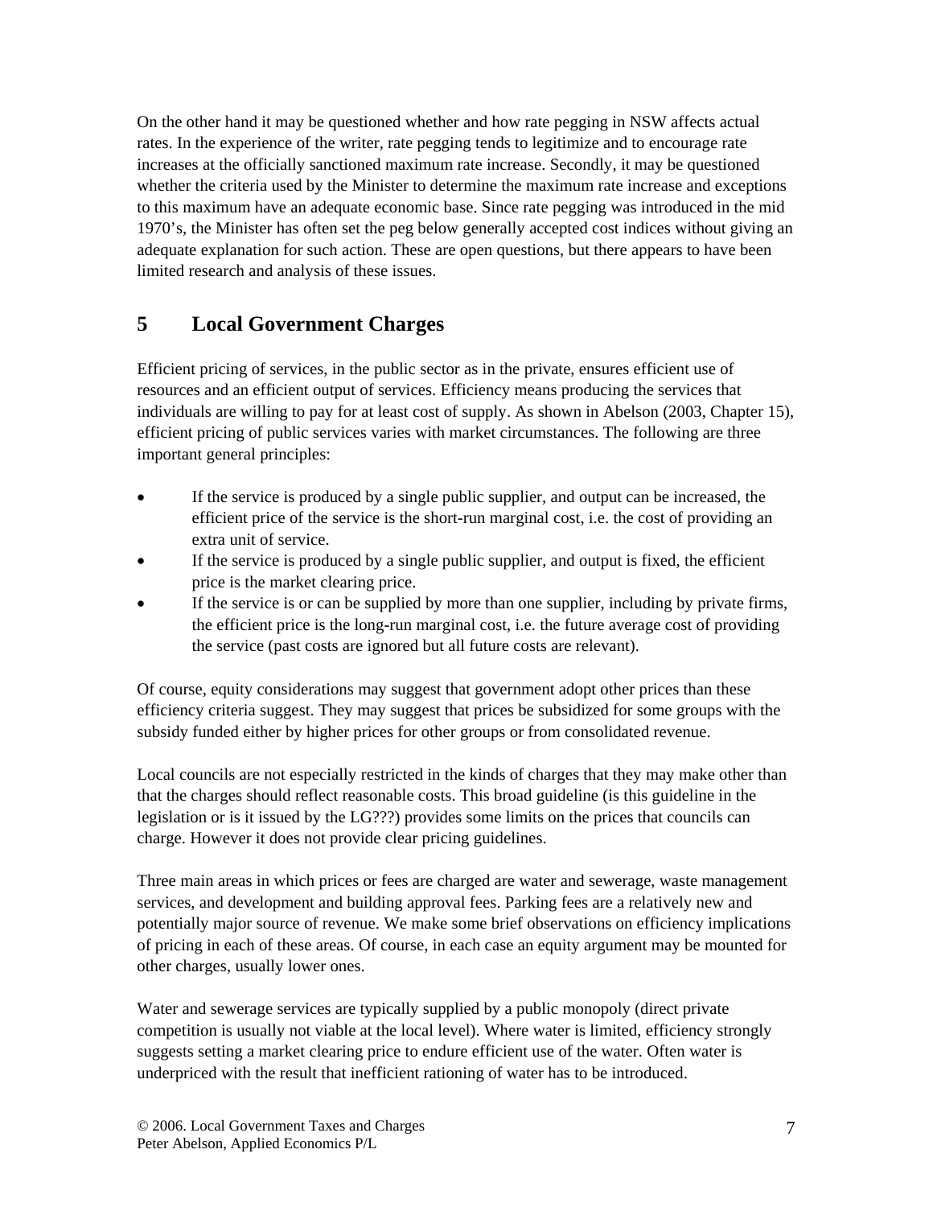On the other hand it may be questioned whether and how rate pegging in NSW affects actual rates. In the experience of the writer, rate pegging tends to legitimize and to encourage rate increases at the officially sanctioned maximum rate increase. Secondly, it may be questioned whether the criteria used by the Minister to determine the maximum rate increase and exceptions to this maximum have an adequate economic base. Since rate pegging was introduced in the mid 1970's, the Minister has often set the peg below generally accepted cost indices without giving an adequate explanation for such action. These are open questions, but there appears to have been limited research and analysis of these issues.

## 5 Local Government Charges

Efficient pricing of services, in the public sector as in the private, ensures efficient use of resources and an efficient output of services. Efficiency means producing the services that individuals are willing to pay for at least cost of supply. As shown in Abelson (2003, Chapter 15), efficient pricing of public services varies with market circumstances. The following are three important general principles:

- If the service is produced by a single public supplier, and output can be increased, the efficient price of the service is the short-run marginal cost, i.e. the cost of providing an extra unit of service.
- If the service is produced by a single public supplier, and output is fixed, the efficient price is the market clearing price.
- If the service is or can be supplied by more than one supplier, including by private firms, the efficient price is the long-run marginal cost, i.e. the future average cost of providing the service (past costs are ignored but all future costs are relevant).

Of course, equity considerations may suggest that government adopt other prices than these efficiency criteria suggest. They may suggest that prices be subsidized for some groups with the subsidy funded either by higher prices for other groups or from consolidated revenue.

Local councils are not especially restricted in the kinds of charges that they may make other than that the charges should reflect reasonable costs. This broad guideline (is this guideline in the legislation or is it issued by the LG???) provides some limits on the prices that councils can charge. However it does not provide clear pricing guidelines.

Three main areas in which prices or fees are charged are water and sewerage, waste management services, and development and building approval fees. Parking fees are a relatively new and potentially major source of revenue. We make some brief observations on efficiency implications of pricing in each of these areas. Of course, in each case an equity argument may be mounted for other charges, usually lower ones.

Water and sewerage services are typically supplied by a public monopoly (direct private competition is usually not viable at the local level). Where water is limited, efficiency strongly suggests setting a market clearing price to endure efficient use of the water. Often water is underpriced with the result that inefficient rationing of water has to be introduced.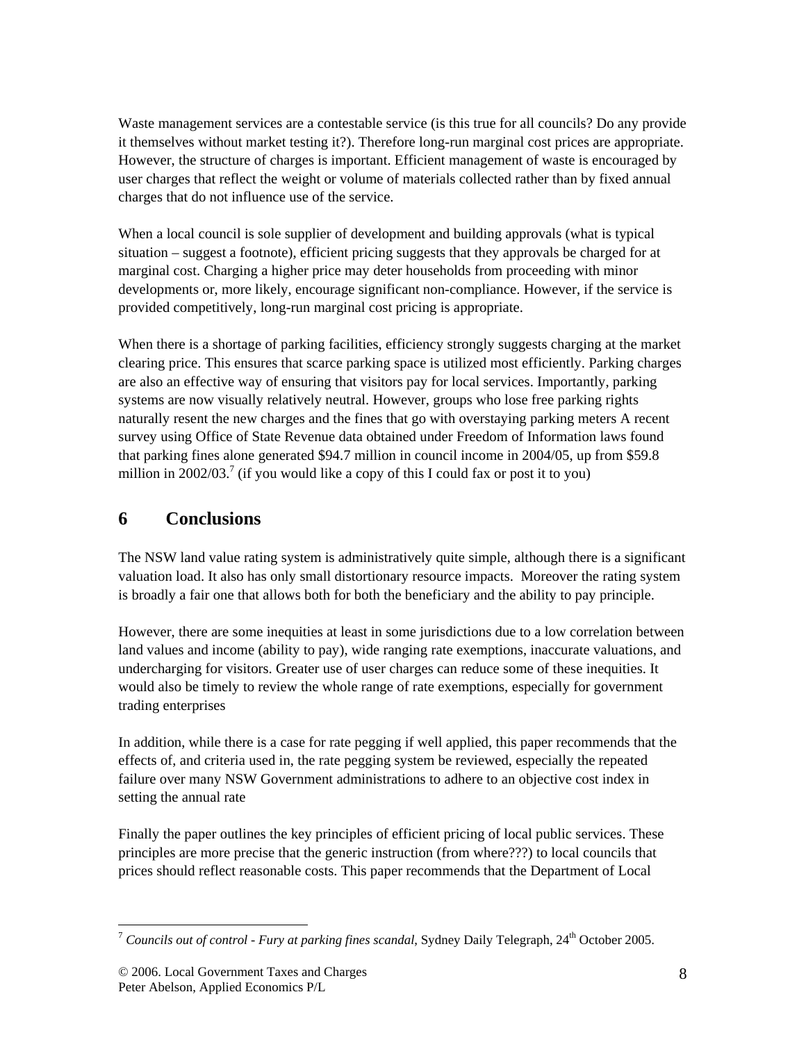Waste management services are a contestable service (is this true for all councils? Do any provide it themselves without market testing it?). Therefore long-run marginal cost prices are appropriate. However, the structure of charges is important. Efficient management of waste is encouraged by user charges that reflect the weight or volume of materials collected rather than by fixed annual charges that do not influence use of the service.

When a local council is sole supplier of development and building approvals (what is typical situation – suggest a footnote), efficient pricing suggests that they approvals be charged for at marginal cost. Charging a higher price may deter households from proceeding with minor developments or, more likely, encourage significant non-compliance. However, if the service is provided competitively, long-run marginal cost pricing is appropriate.

When there is a shortage of parking facilities, efficiency strongly suggests charging at the market clearing price. This ensures that scarce parking space is utilized most efficiently. Parking charges are also an effective way of ensuring that visitors pay for local services. Importantly, parking systems are now visually relatively neutral. However, groups who lose free parking rights naturally resent the new charges and the fines that go with overstaying parking meters A recent survey using Office of State Revenue data obtained under Freedom of Information laws found that parking fines alone generated $94.7 million in council income in 2004/05, up from $59.8 million in 2002/03.[7] (if you would like a copy of this I could fax or post it to you)

## 6 Conclusions

The NSW land value rating system is administratively quite simple, although there is a significant valuation load. It also has only small distortionary resource impacts. Moreover the rating system is broadly a fair one that allows both for both the beneficiary and the ability to pay principle.

However, there are some inequities at least in some jurisdictions due to a low correlation between land values and income (ability to pay), wide ranging rate exemptions, inaccurate valuations, and undercharging for visitors. Greater use of user charges can reduce some of these inequities. It would also be timely to review the whole range of rate exemptions, especially for government trading enterprises

In addition, while there is a case for rate pegging if well applied, this paper recommends that the effects of, and criteria used in, the rate pegging system be reviewed, especially the repeated failure over many NSW Government administrations to adhere to an objective cost index in setting the annual rate

Finally the paper outlines the key principles of efficient pricing of local public services. These principles are more precise that the generic instruction (from where???) to local councils that prices should reflect reasonable costs. This paper recommends that the Department of Local

---

[7] *Councils out of control - Fury at parking fines scandal*, Sydney Daily Telegraph, 24th October 2005.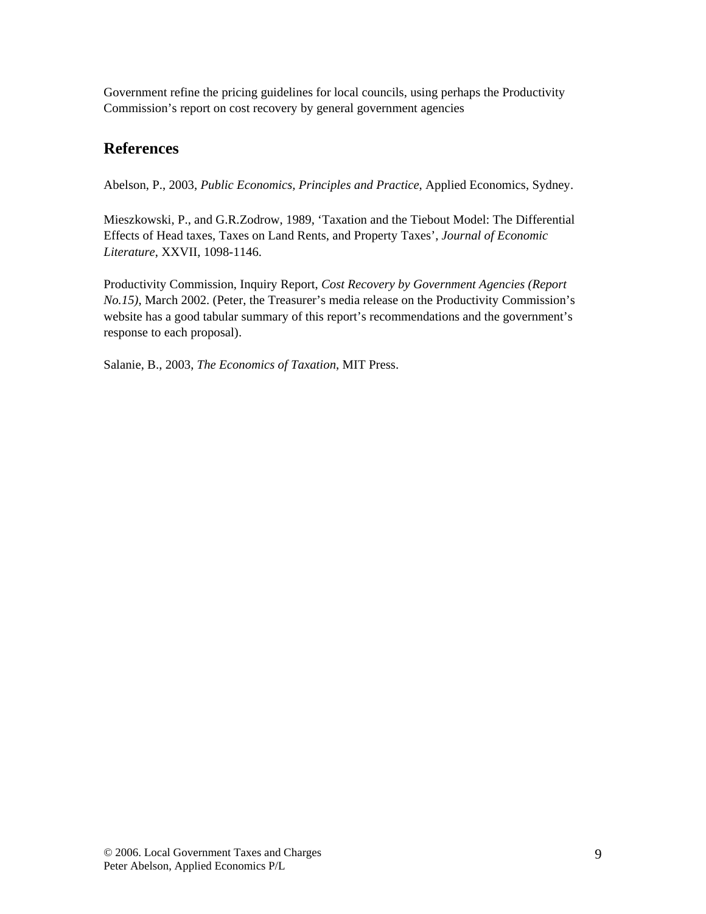Government refine the pricing guidelines for local councils, using perhaps the Productivity Commission's report on cost recovery by general government agencies

## References

Abelson, P., 2003, *Public Economics, Principles and Practice*, Applied Economics, Sydney.

Mieszkowski, P., and G.R.Zodrow, 1989, 'Taxation and the Tiebout Model: The Differential Effects of Head taxes, Taxes on Land Rents, and Property Taxes', *Journal of Economic Literature*, XXVII, 1098-1146.

Productivity Commission, Inquiry Report, *Cost Recovery by Government Agencies (Report No.15)*, March 2002. (Peter, the Treasurer's media release on the Productivity Commission's website has a good tabular summary of this report's recommendations and the government's response to each proposal).

Salanie, B., 2003, *The Economics of Taxation*, MIT Press.